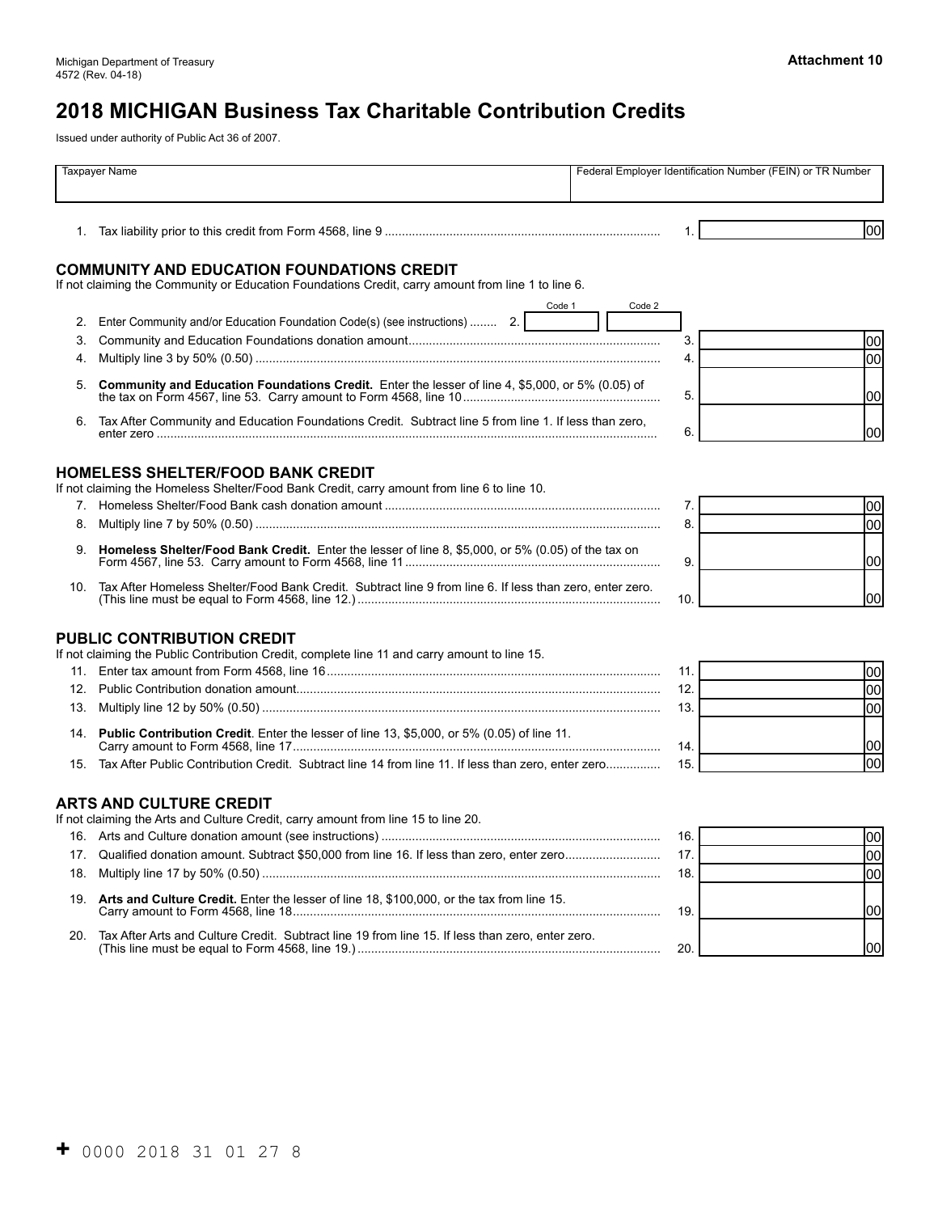Michigan Department of Treasury
4572 (Rev. 04-18)

**Attachment 10**

# 2018 MICHIGAN Business Tax Charitable Contribution Credits

Issued under authority of Public Act 36 of 2007.

| Taxpayer Name | Federal Employer Identification Number (FEIN) or TR Number |
|---|---|
| | |

1. Tax liability prior to this credit from Form 4568, line 9 ................ 1. ______ 00

## COMMUNITY AND EDUCATION FOUNDATIONS CREDIT

If not claiming the Community or Education Foundations Credit, carry amount from line 1 to line 6.

2. Enter Community and/or Education Foundation Code(s) (see instructions) ........ 2. Code 1 ______ Code 2 ______
3. Community and Education Foundations donation amount ................ 3. ______ 00
4. Multiply line 3 by 50% (0.50) ................ 4. ______ 00
5. **Community and Education Foundations Credit.** Enter the lesser of line 4, $5,000, or 5% (0.05) of the tax on Form 4567, line 53. Carry amount to Form 4568, line 10 ................ 5. ______ 00
6. Tax After Community and Education Foundations Credit. Subtract line 5 from line 1. If less than zero, enter zero ................ 6. ______ 00

## HOMELESS SHELTER/FOOD BANK CREDIT

If not claiming the Homeless Shelter/Food Bank Credit, carry amount from line 6 to line 10.

7. Homeless Shelter/Food Bank cash donation amount ................ 7. ______ 00
8. Multiply line 7 by 50% (0.50) ................ 8. ______ 00
9. **Homeless Shelter/Food Bank Credit.** Enter the lesser of line 8, $5,000, or 5% (0.05) of the tax on Form 4567, line 53. Carry amount to Form 4568, line 11 ................ 9. ______ 00
10. Tax After Homeless Shelter/Food Bank Credit. Subtract line 9 from line 6. If less than zero, enter zero. (This line must be equal to Form 4568, line 12.) ................ 10. ______ 00

## PUBLIC CONTRIBUTION CREDIT

If not claiming the Public Contribution Credit, complete line 11 and carry amount to line 15.

11. Enter tax amount from Form 4568, line 16 ................ 11. ______ 00
12. Public Contribution donation amount ................ 12. ______ 00
13. Multiply line 12 by 50% (0.50) ................ 13. ______ 00
14. **Public Contribution Credit**. Enter the lesser of line 13, $5,000, or 5% (0.05) of line 11. Carry amount to Form 4568, line 17 ................ 14. ______ 00
15. Tax After Public Contribution Credit. Subtract line 14 from line 11. If less than zero, enter zero ................ 15. ______ 00

## ARTS AND CULTURE CREDIT

If not claiming the Arts and Culture Credit, carry amount from line 15 to line 20.

16. Arts and Culture donation amount (see instructions) ................ 16. ______ 00
17. Qualified donation amount. Subtract $50,000 from line 16. If less than zero, enter zero ................ 17. ______ 00
18. Multiply line 17 by 50% (0.50) ................ 18. ______ 00
19. **Arts and Culture Credit.** Enter the lesser of line 18, $100,000, or the tax from line 15. Carry amount to Form 4568, line 18 ................ 19. ______ 00
20. Tax After Arts and Culture Credit. Subtract line 19 from line 15. If less than zero, enter zero. (This line must be equal to Form 4568, line 19.) ................ 20. ______ 00

+ 0000 2018 31 01 27 8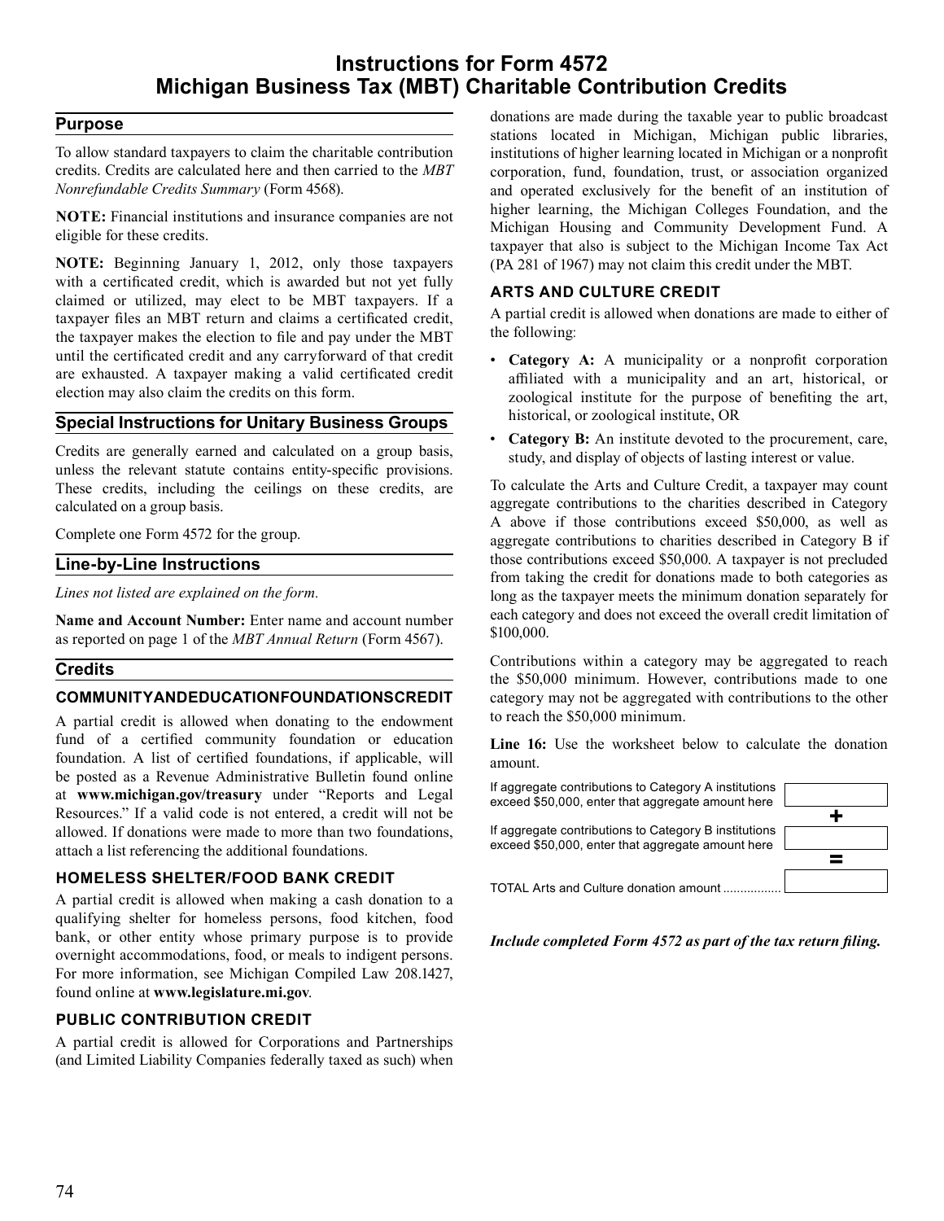# Instructions for Form 4572
# Michigan Business Tax (MBT) Charitable Contribution Credits

## Purpose

To allow standard taxpayers to claim the charitable contribution credits. Credits are calculated here and then carried to the *MBT Nonrefundable Credits Summary* (Form 4568).

**NOTE:** Financial institutions and insurance companies are not eligible for these credits.

**NOTE:** Beginning January 1, 2012, only those taxpayers with a certificated credit, which is awarded but not yet fully claimed or utilized, may elect to be MBT taxpayers. If a taxpayer files an MBT return and claims a certificated credit, the taxpayer makes the election to file and pay under the MBT until the certificated credit and any carryforward of that credit are exhausted. A taxpayer making a valid certificated credit election may also claim the credits on this form.

## Special Instructions for Unitary Business Groups

Credits are generally earned and calculated on a group basis, unless the relevant statute contains entity-specific provisions. These credits, including the ceilings on these credits, are calculated on a group basis.

Complete one Form 4572 for the group.

## Line-by-Line Instructions

*Lines not listed are explained on the form.*

**Name and Account Number:** Enter name and account number as reported on page 1 of the *MBT Annual Return* (Form 4567).

## Credits

### COMMUNITYANDEDUCATIONFOUNDATIONSCREDIT

A partial credit is allowed when donating to the endowment fund of a certified community foundation or education foundation. A list of certified foundations, if applicable, will be posted as a Revenue Administrative Bulletin found online at **www.michigan.gov/treasury** under "Reports and Legal Resources." If a valid code is not entered, a credit will not be allowed. If donations were made to more than two foundations, attach a list referencing the additional foundations.

### HOMELESS SHELTER/FOOD BANK CREDIT

A partial credit is allowed when making a cash donation to a qualifying shelter for homeless persons, food kitchen, food bank, or other entity whose primary purpose is to provide overnight accommodations, food, or meals to indigent persons. For more information, see Michigan Compiled Law 208.1427, found online at **www.legislature.mi.gov**.

### PUBLIC CONTRIBUTION CREDIT

A partial credit is allowed for Corporations and Partnerships (and Limited Liability Companies federally taxed as such) when donations are made during the taxable year to public broadcast stations located in Michigan, Michigan public libraries, institutions of higher learning located in Michigan or a nonprofit corporation, fund, foundation, trust, or association organized and operated exclusively for the benefit of an institution of higher learning, the Michigan Colleges Foundation, and the Michigan Housing and Community Development Fund. A taxpayer that also is subject to the Michigan Income Tax Act (PA 281 of 1967) may not claim this credit under the MBT.

### ARTS AND CULTURE CREDIT

A partial credit is allowed when donations are made to either of the following:

- **Category A:** A municipality or a nonprofit corporation affiliated with a municipality and an art, historical, or zoological institute for the purpose of benefiting the art, historical, or zoological institute, OR
- **Category B:** An institute devoted to the procurement, care, study, and display of objects of lasting interest or value.

To calculate the Arts and Culture Credit, a taxpayer may count aggregate contributions to the charities described in Category A above if those contributions exceed $50,000, as well as aggregate contributions to charities described in Category B if those contributions exceed $50,000. A taxpayer is not precluded from taking the credit for donations made to both categories as long as the taxpayer meets the minimum donation separately for each category and does not exceed the overall credit limitation of $100,000.

Contributions within a category may be aggregated to reach the $50,000 minimum. However, contributions made to one category may not be aggregated with contributions to the other to reach the $50,000 minimum.

**Line 16:** Use the worksheet below to calculate the donation amount.

| | |
|---|---|
| If aggregate contributions to Category A institutions exceed $50,000, enter that aggregate amount here | |
| | + |
| If aggregate contributions to Category B institutions exceed $50,000, enter that aggregate amount here | |
| | = |
| TOTAL Arts and Culture donation amount ................ | |

***Include completed Form 4572 as part of the tax return filing.***